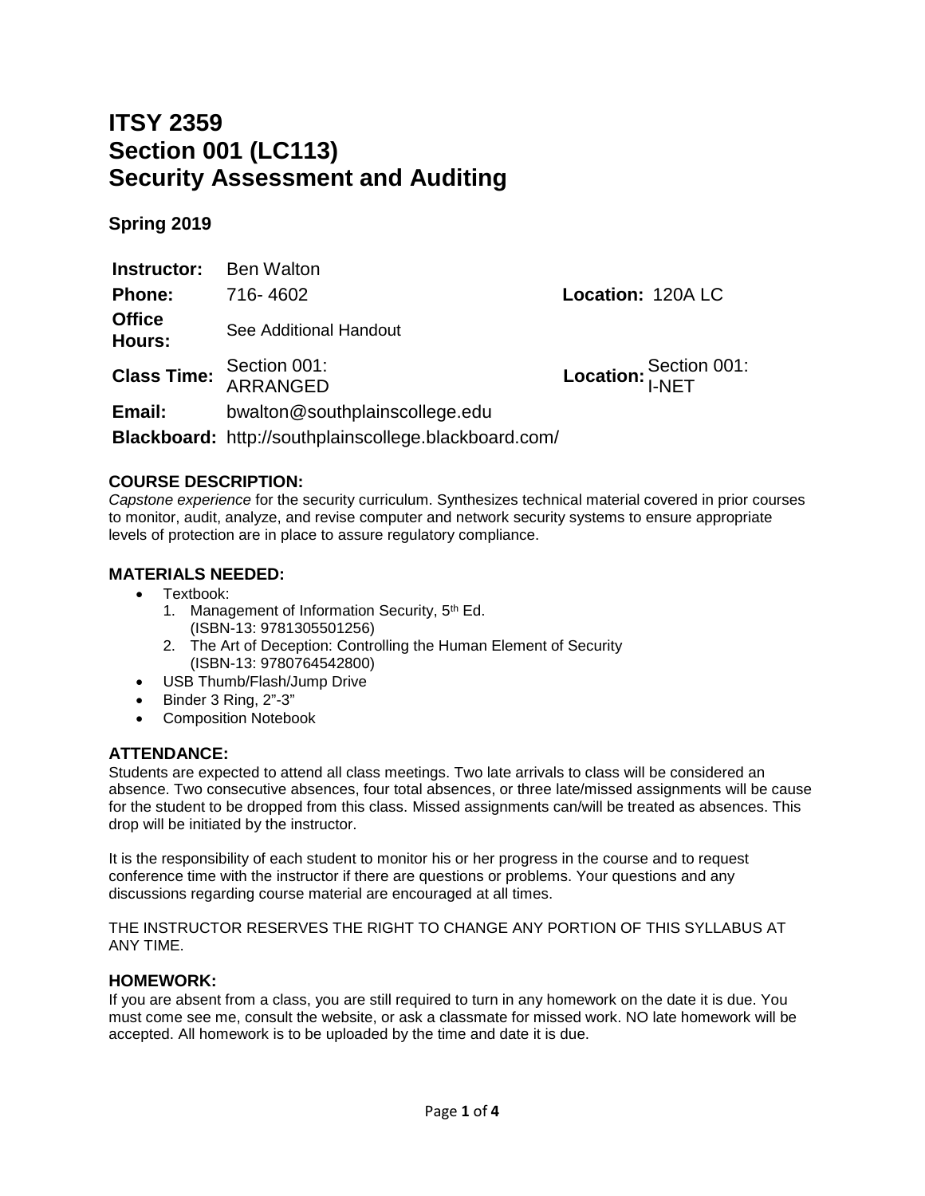# ITSY 2359
# Section 001 (LC113)
# Security Assessment and Auditing

### Spring 2019

| | | | |
|---|---|---|---|
| **Instructor:** | Ben Walton | | |
| **Phone:** | 716- 4602 | **Location:** | 120A LC |
| **Office Hours:** | See Additional Handout | | |
| **Class Time:** | Section 001: ARRANGED | **Location:** | Section 001: I-NET |
| **Email:** | bwalton@southplainscollege.edu | | |
| **Blackboard:** | http://southplainscollege.blackboard.com/ | | |

#### COURSE DESCRIPTION:

*Capstone experience* for the security curriculum. Synthesizes technical material covered in prior courses to monitor, audit, analyze, and revise computer and network security systems to ensure appropriate levels of protection are in place to assure regulatory compliance.

#### MATERIALS NEEDED:

- Textbook:
  1. Management of Information Security, 5th Ed. (ISBN-13: 9781305501256)
  2. The Art of Deception: Controlling the Human Element of Security (ISBN-13: 9780764542800)
- USB Thumb/Flash/Jump Drive
- Binder 3 Ring, 2"-3"
- Composition Notebook

#### ATTENDANCE:

Students are expected to attend all class meetings. Two late arrivals to class will be considered an absence. Two consecutive absences, four total absences, or three late/missed assignments will be cause for the student to be dropped from this class. Missed assignments can/will be treated as absences. This drop will be initiated by the instructor.

It is the responsibility of each student to monitor his or her progress in the course and to request conference time with the instructor if there are questions or problems. Your questions and any discussions regarding course material are encouraged at all times.

THE INSTRUCTOR RESERVES THE RIGHT TO CHANGE ANY PORTION OF THIS SYLLABUS AT ANY TIME.

#### HOMEWORK:

If you are absent from a class, you are still required to turn in any homework on the date it is due. You must come see me, consult the website, or ask a classmate for missed work. NO late homework will be accepted. All homework is to be uploaded by the time and date it is due.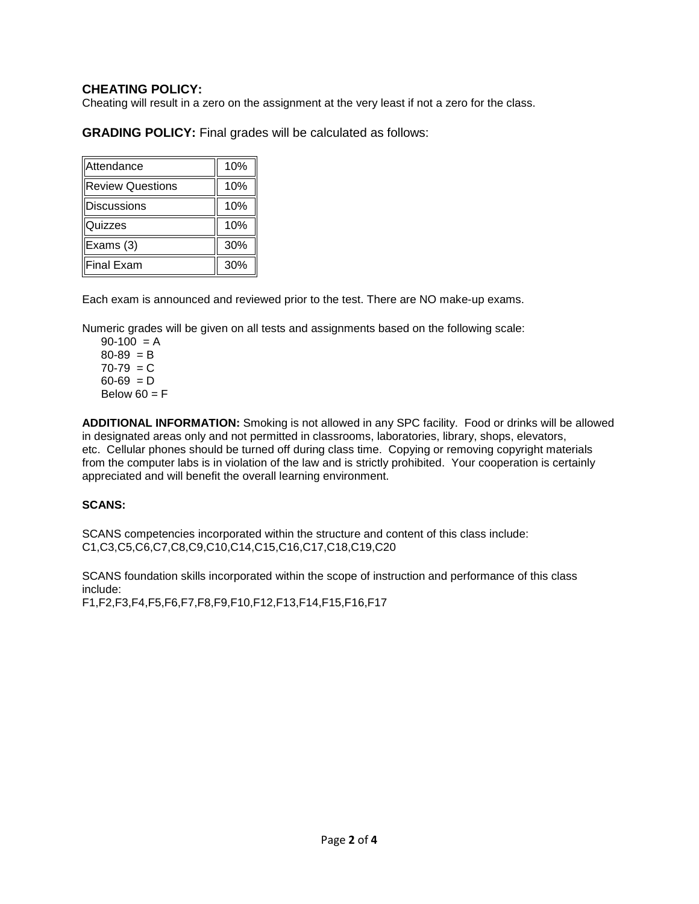### CHEATING POLICY:

Cheating will result in a zero on the assignment at the very least if not a zero for the class.

**GRADING POLICY:** Final grades will be calculated as follows:

| | |
|---|---|
| Attendance | 10% |
| Review Questions | 10% |
| Discussions | 10% |
| Quizzes | 10% |
| Exams (3) | 30% |
| Final Exam | 30% |

Each exam is announced and reviewed prior to the test. There are NO make-up exams.

Numeric grades will be given on all tests and assignments based on the following scale:

90-100 = A
80-89 = B
70-79 = C
60-69 = D
Below 60 = F

**ADDITIONAL INFORMATION:** Smoking is not allowed in any SPC facility. Food or drinks will be allowed in designated areas only and not permitted in classrooms, laboratories, library, shops, elevators, etc. Cellular phones should be turned off during class time. Copying or removing copyright materials from the computer labs is in violation of the law and is strictly prohibited. Your cooperation is certainly appreciated and will benefit the overall learning environment.

**SCANS:**

SCANS competencies incorporated within the structure and content of this class include:
C1,C3,C5,C6,C7,C8,C9,C10,C14,C15,C16,C17,C18,C19,C20

SCANS foundation skills incorporated within the scope of instruction and performance of this class include:
F1,F2,F3,F4,F5,F6,F7,F8,F9,F10,F12,F13,F14,F15,F16,F17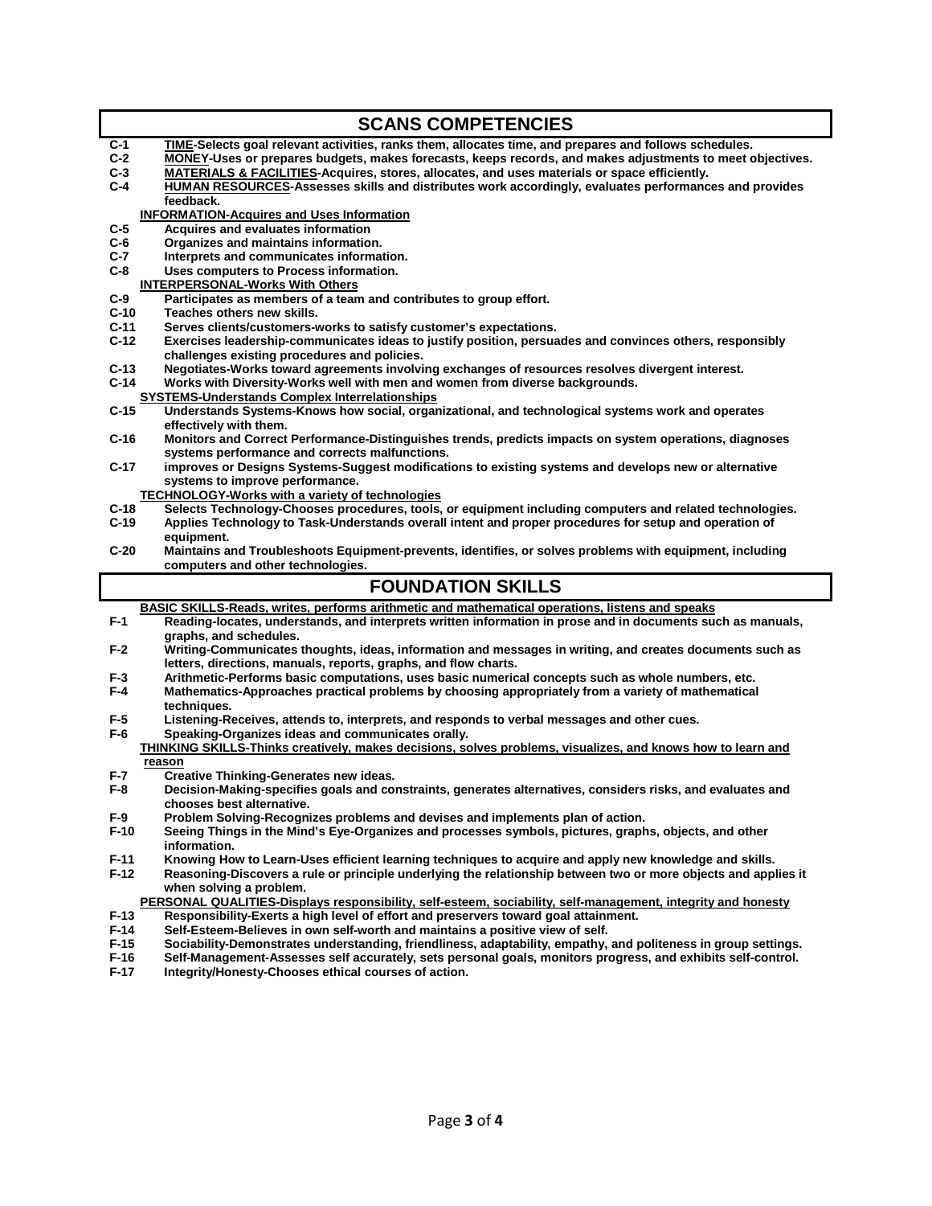## SCANS COMPETENCIES

**C-1** **TIME-Selects goal relevant activities, ranks them, allocates time, and prepares and follows schedules.**
**C-2** **MONEY-Uses or prepares budgets, makes forecasts, keeps records, and makes adjustments to meet objectives.**
**C-3** **MATERIALS & FACILITIES-Acquires, stores, allocates, and uses materials or space efficiently.**
**C-4** **HUMAN RESOURCES-Assesses skills and distributes work accordingly, evaluates performances and provides feedback.**

**INFORMATION-Acquires and Uses Information**

**C-5** **Acquires and evaluates information**
**C-6** **Organizes and maintains information.**
**C-7** **Interprets and communicates information.**
**C-8** **Uses computers to Process information.**

**INTERPERSONAL-Works With Others**

**C-9** **Participates as members of a team and contributes to group effort.**
**C-10** **Teaches others new skills.**
**C-11** **Serves clients/customers-works to satisfy customer's expectations.**
**C-12** **Exercises leadership-communicates ideas to justify position, persuades and convinces others, responsibly challenges existing procedures and policies.**
**C-13** **Negotiates-Works toward agreements involving exchanges of resources resolves divergent interest.**
**C-14** **Works with Diversity-Works well with men and women from diverse backgrounds.**

**SYSTEMS-Understands Complex Interrelationships**

**C-15** **Understands Systems-Knows how social, organizational, and technological systems work and operates effectively with them.**
**C-16** **Monitors and Correct Performance-Distinguishes trends, predicts impacts on system operations, diagnoses systems performance and corrects malfunctions.**
**C-17** **improves or Designs Systems-Suggest modifications to existing systems and develops new or alternative systems to improve performance.**

**TECHNOLOGY-Works with a variety of technologies**

**C-18** **Selects Technology-Chooses procedures, tools, or equipment including computers and related technologies.**
**C-19** **Applies Technology to Task-Understands overall intent and proper procedures for setup and operation of equipment.**
**C-20** **Maintains and Troubleshoots Equipment-prevents, identifies, or solves problems with equipment, including computers and other technologies.**

## FOUNDATION SKILLS

**BASIC SKILLS-Reads, writes, performs arithmetic and mathematical operations, listens and speaks**

**F-1** **Reading-locates, understands, and interprets written information in prose and in documents such as manuals, graphs, and schedules.**
**F-2** **Writing-Communicates thoughts, ideas, information and messages in writing, and creates documents such as letters, directions, manuals, reports, graphs, and flow charts.**
**F-3** **Arithmetic-Performs basic computations, uses basic numerical concepts such as whole numbers, etc.**
**F-4** **Mathematics-Approaches practical problems by choosing appropriately from a variety of mathematical techniques.**
**F-5** **Listening-Receives, attends to, interprets, and responds to verbal messages and other cues.**
**F-6** **Speaking-Organizes ideas and communicates orally.**

**THINKING SKILLS-Thinks creatively, makes decisions, solves problems, visualizes, and knows how to learn and reason**

**F-7** **Creative Thinking-Generates new ideas.**
**F-8** **Decision-Making-specifies goals and constraints, generates alternatives, considers risks, and evaluates and chooses best alternative.**
**F-9** **Problem Solving-Recognizes problems and devises and implements plan of action.**
**F-10** **Seeing Things in the Mind's Eye-Organizes and processes symbols, pictures, graphs, objects, and other information.**
**F-11** **Knowing How to Learn-Uses efficient learning techniques to acquire and apply new knowledge and skills.**
**F-12** **Reasoning-Discovers a rule or principle underlying the relationship between two or more objects and applies it when solving a problem.**

**PERSONAL QUALITIES-Displays responsibility, self-esteem, sociability, self-management, integrity and honesty**

**F-13** **Responsibility-Exerts a high level of effort and preservers toward goal attainment.**
**F-14** **Self-Esteem-Believes in own self-worth and maintains a positive view of self.**
**F-15** **Sociability-Demonstrates understanding, friendliness, adaptability, empathy, and politeness in group settings.**
**F-16** **Self-Management-Assesses self accurately, sets personal goals, monitors progress, and exhibits self-control.**
**F-17** **Integrity/Honesty-Chooses ethical courses of action.**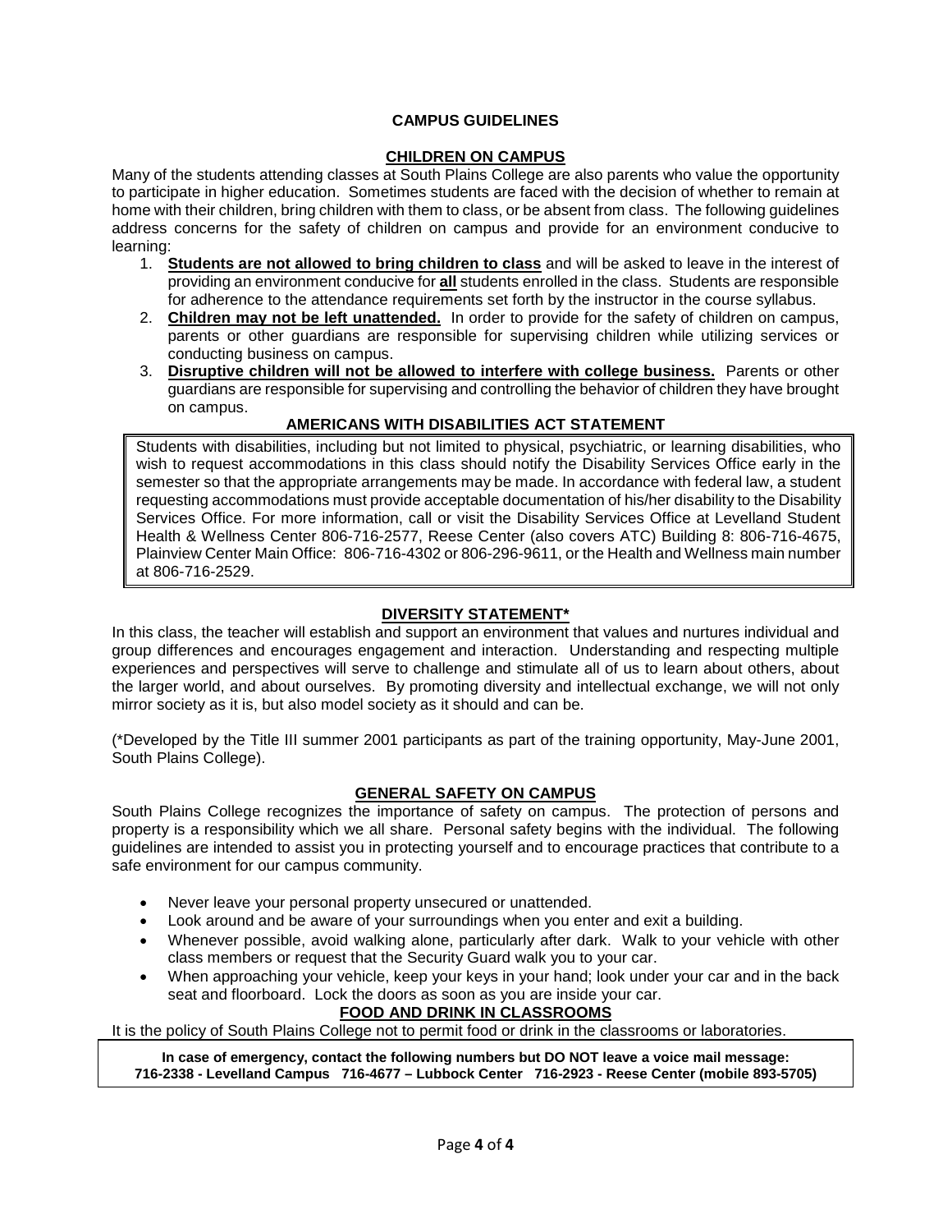## CAMPUS GUIDELINES

### CHILDREN ON CAMPUS

Many of the students attending classes at South Plains College are also parents who value the opportunity to participate in higher education. Sometimes students are faced with the decision of whether to remain at home with their children, bring children with them to class, or be absent from class. The following guidelines address concerns for the safety of children on campus and provide for an environment conducive to learning:

1. **Students are not allowed to bring children to class** and will be asked to leave in the interest of providing an environment conducive for **all** students enrolled in the class. Students are responsible for adherence to the attendance requirements set forth by the instructor in the course syllabus.
2. **Children may not be left unattended.** In order to provide for the safety of children on campus, parents or other guardians are responsible for supervising children while utilizing services or conducting business on campus.
3. **Disruptive children will not be allowed to interfere with college business.** Parents or other guardians are responsible for supervising and controlling the behavior of children they have brought on campus.

### AMERICANS WITH DISABILITIES ACT STATEMENT

Students with disabilities, including but not limited to physical, psychiatric, or learning disabilities, who wish to request accommodations in this class should notify the Disability Services Office early in the semester so that the appropriate arrangements may be made. In accordance with federal law, a student requesting accommodations must provide acceptable documentation of his/her disability to the Disability Services Office. For more information, call or visit the Disability Services Office at Levelland Student Health & Wellness Center 806-716-2577, Reese Center (also covers ATC) Building 8: 806-716-4675, Plainview Center Main Office: 806-716-4302 or 806-296-9611, or the Health and Wellness main number at 806-716-2529.

### DIVERSITY STATEMENT*

In this class, the teacher will establish and support an environment that values and nurtures individual and group differences and encourages engagement and interaction. Understanding and respecting multiple experiences and perspectives will serve to challenge and stimulate all of us to learn about others, about the larger world, and about ourselves. By promoting diversity and intellectual exchange, we will not only mirror society as it is, but also model society as it should and can be.

(*Developed by the Title III summer 2001 participants as part of the training opportunity, May-June 2001, South Plains College).

### GENERAL SAFETY ON CAMPUS

South Plains College recognizes the importance of safety on campus. The protection of persons and property is a responsibility which we all share. Personal safety begins with the individual. The following guidelines are intended to assist you in protecting yourself and to encourage practices that contribute to a safe environment for our campus community.

- Never leave your personal property unsecured or unattended.
- Look around and be aware of your surroundings when you enter and exit a building.
- Whenever possible, avoid walking alone, particularly after dark. Walk to your vehicle with other class members or request that the Security Guard walk you to your car.
- When approaching your vehicle, keep your keys in your hand; look under your car and in the back seat and floorboard. Lock the doors as soon as you are inside your car.

### FOOD AND DRINK IN CLASSROOMS

It is the policy of South Plains College not to permit food or drink in the classrooms or laboratories.

**In case of emergency, contact the following numbers but DO NOT leave a voice mail message:**
**716-2338 - Levelland Campus 716-4677 – Lubbock Center 716-2923 - Reese Center (mobile 893-5705)**